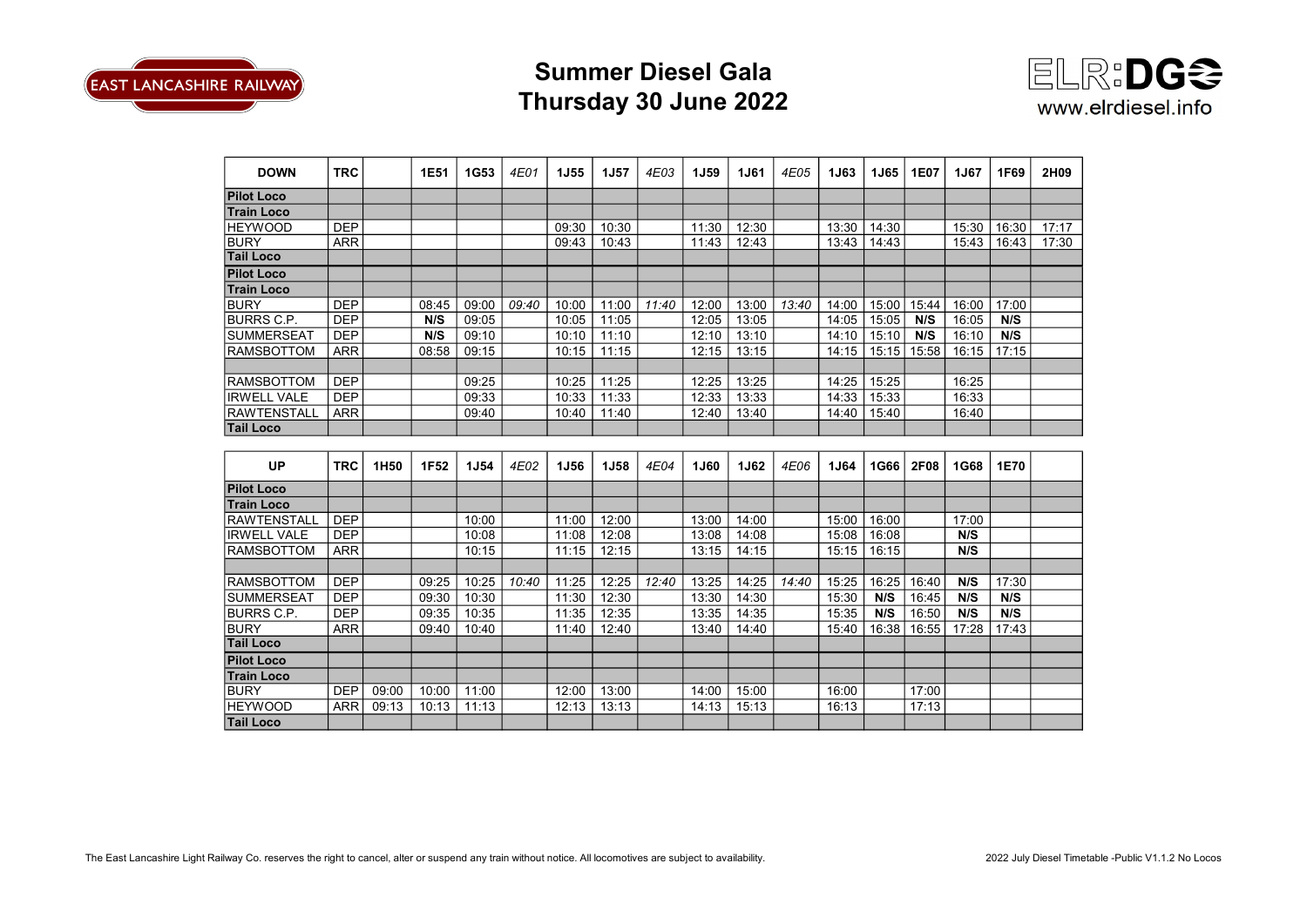# Summer Diesel Gala
## Thursday 30 June 2022

www.elrdiesel.info

| DOWN | TRC | | 1E51 | 1G53 | *4E01* | 1J55 | 1J57 | *4E03* | 1J59 | 1J61 | *4E05* | 1J63 | 1J65 | 1E07 | 1J67 | 1F69 | 2H09 |
|---|---|---|---|---|---|---|---|---|---|---|---|---|---|---|---|---|---|
| **Pilot Loco** | | | | | | | | | | | | | | | | | |
| **Train Loco** | | | | | | | | | | | | | | | | | |
| HEYWOOD | DEP | | | | | 09:30 | 10:30 | | 11:30 | 12:30 | | 13:30 | 14:30 | | 15:30 | 16:30 | 17:17 |
| BURY | ARR | | | | | 09:43 | 10:43 | | 11:43 | 12:43 | | 13:43 | 14:43 | | 15:43 | 16:43 | 17:30 |
| **Tail Loco** | | | | | | | | | | | | | | | | | |
| **Pilot Loco** | | | | | | | | | | | | | | | | | |
| **Train Loco** | | | | | | | | | | | | | | | | | |
| BURY | DEP | | 08:45 | 09:00 | *09:40* | 10:00 | 11:00 | *11:40* | 12:00 | 13:00 | *13:40* | 14:00 | 15:00 | 15:44 | 16:00 | 17:00 | |
| BURRS C.P. | DEP | | **N/S** | 09:05 | | 10:05 | 11:05 | | 12:05 | 13:05 | | 14:05 | 15:05 | **N/S** | 16:05 | **N/S** | |
| SUMMERSEAT | DEP | | **N/S** | 09:10 | | 10:10 | 11:10 | | 12:10 | 13:10 | | 14:10 | 15:10 | **N/S** | 16:10 | **N/S** | |
| RAMSBOTTOM | ARR | | 08:58 | 09:15 | | 10:15 | 11:15 | | 12:15 | 13:15 | | 14:15 | 15:15 | 15:58 | 16:15 | 17:15 | |
| | | | | | | | | | | | | | | | | | |
| RAMSBOTTOM | DEP | | | 09:25 | | 10:25 | 11:25 | | 12:25 | 13:25 | | 14:25 | 15:25 | | 16:25 | | |
| IRWELL VALE | DEP | | | 09:33 | | 10:33 | 11:33 | | 12:33 | 13:33 | | 14:33 | 15:33 | | 16:33 | | |
| RAWTENSTALL | ARR | | | 09:40 | | 10:40 | 11:40 | | 12:40 | 13:40 | | 14:40 | 15:40 | | 16:40 | | |
| **Tail Loco** | | | | | | | | | | | | | | | | | |

| UP | TRC | 1H50 | 1F52 | 1J54 | *4E02* | 1J56 | 1J58 | *4E04* | 1J60 | 1J62 | *4E06* | 1J64 | 1G66 | 2F08 | 1G68 | 1E70 | |
|---|---|---|---|---|---|---|---|---|---|---|---|---|---|---|---|---|---|
| **Pilot Loco** | | | | | | | | | | | | | | | | | |
| **Train Loco** | | | | | | | | | | | | | | | | | |
| RAWTENSTALL | DEP | | | 10:00 | | 11:00 | 12:00 | | 13:00 | 14:00 | | 15:00 | 16:00 | | 17:00 | | |
| IRWELL VALE | DEP | | | 10:08 | | 11:08 | 12:08 | | 13:08 | 14:08 | | 15:08 | 16:08 | | **N/S** | | |
| RAMSBOTTOM | ARR | | | 10:15 | | 11:15 | 12:15 | | 13:15 | 14:15 | | 15:15 | 16:15 | | **N/S** | | |
| | | | | | | | | | | | | | | | | | |
| RAMSBOTTOM | DEP | | 09:25 | 10:25 | *10:40* | 11:25 | 12:25 | *12:40* | 13:25 | 14:25 | *14:40* | 15:25 | 16:25 | 16:40 | **N/S** | 17:30 | |
| SUMMERSEAT | DEP | | 09:30 | 10:30 | | 11:30 | 12:30 | | 13:30 | 14:30 | | 15:30 | **N/S** | 16:45 | **N/S** | **N/S** | |
| BURRS C.P. | DEP | | 09:35 | 10:35 | | 11:35 | 12:35 | | 13:35 | 14:35 | | 15:35 | **N/S** | 16:50 | **N/S** | **N/S** | |
| BURY | ARR | | 09:40 | 10:40 | | 11:40 | 12:40 | | 13:40 | 14:40 | | 15:40 | 16:38 | 16:55 | 17:28 | 17:43 | |
| **Tail Loco** | | | | | | | | | | | | | | | | | |
| **Pilot Loco** | | | | | | | | | | | | | | | | | |
| **Train Loco** | | | | | | | | | | | | | | | | | |
| BURY | DEP | 09:00 | 10:00 | 11:00 | | 12:00 | 13:00 | | 14:00 | 15:00 | | 16:00 | | 17:00 | | | |
| HEYWOOD | ARR | 09:13 | 10:13 | 11:13 | | 12:13 | 13:13 | | 14:13 | 15:13 | | 16:13 | | 17:13 | | | |
| **Tail Loco** | | | | | | | | | | | | | | | | | |

The East Lancashire Light Railway Co. reserves the right to cancel, alter or suspend any train without notice. All locomotives are subject to availability.

2022 July Diesel Timetable -Public V1.1.2 No Locos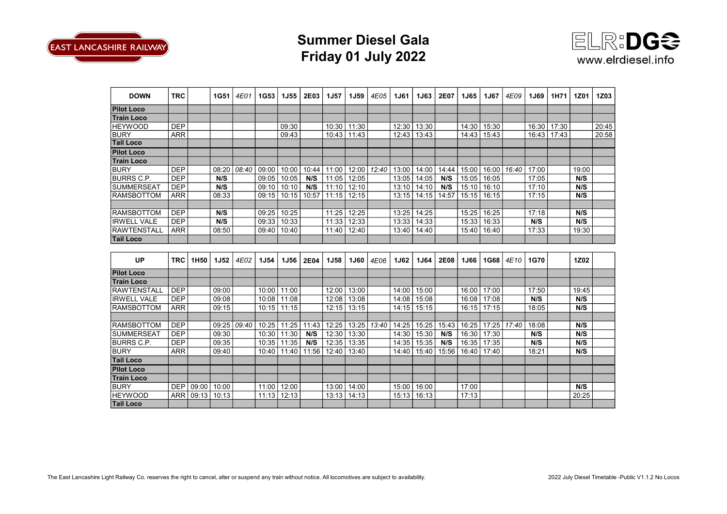# Summer Diesel Gala
## Friday 01 July 2022

www.elrdiesel.info

| DOWN | TRC | | 1G51 | 4E01 | 1G53 | 1J55 | 2E03 | 1J57 | 1J59 | 4E05 | 1J61 | 1J63 | 2E07 | 1J65 | 1J67 | 4E09 | 1J69 | 1H71 | 1Z01 | 1Z03 |
|---|---|---|---|---|---|---|---|---|---|---|---|---|---|---|---|---|---|---|---|---|
| **Pilot Loco** | | | | | | | | | | | | | | | | | | | | |
| **Train Loco** | | | | | | | | | | | | | | | | | | | | |
| HEYWOOD | DEP | | | | | 09:30 | | 10:30 | 11:30 | | 12:30 | 13:30 | | 14:30 | 15:30 | | 16:30 | 17:30 | | 20:45 |
| BURY | ARR | | | | | 09:43 | | 10:43 | 11:43 | | 12:43 | 13:43 | | 14:43 | 15:43 | | 16:43 | 17:43 | | 20:58 |
| **Tail Loco** | | | | | | | | | | | | | | | | | | | | |
| **Pilot Loco** | | | | | | | | | | | | | | | | | | | | |
| **Train Loco** | | | | | | | | | | | | | | | | | | | | |
| BURY | DEP | | 08:20 | 08:40 | 09:00 | 10:00 | 10:44 | 11:00 | 12:00 | 12:40 | 13:00 | 14:00 | 14:44 | 15:00 | 16:00 | 16:40 | 17:00 | | 19:00 | |
| BURRS C.P. | DEP | | N/S | | 09:05 | 10:05 | N/S | 11:05 | 12:05 | | 13:05 | 14:05 | N/S | 15:05 | 16:05 | | 17:05 | | N/S | |
| SUMMERSEAT | DEP | | N/S | | 09:10 | 10:10 | N/S | 11:10 | 12:10 | | 13:10 | 14:10 | N/S | 15:10 | 16:10 | | 17:10 | | N/S | |
| RAMSBOTTOM | ARR | | 08:33 | | 09:15 | 10:15 | 10:57 | 11:15 | 12:15 | | 13:15 | 14:15 | 14:57 | 15:15 | 16:15 | | 17:15 | | N/S | |
| | | | | | | | | | | | | | | | | | | | | |
| RAMSBOTTOM | DEP | | N/S | | 09:25 | 10:25 | | 11:25 | 12:25 | | 13:25 | 14:25 | | 15:25 | 16:25 | | 17:18 | | N/S | |
| IRWELL VALE | DEP | | N/S | | 09:33 | 10:33 | | 11:33 | 12:33 | | 13:33 | 14:33 | | 15:33 | 16:33 | | N/S | | N/S | |
| RAWTENSTALL | ARR | | 08:50 | | 09:40 | 10:40 | | 11:40 | 12:40 | | 13:40 | 14:40 | | 15:40 | 16:40 | | 17:33 | | 19:30 | |
| **Tail Loco** | | | | | | | | | | | | | | | | | | | | |

| UP | TRC | 1H50 | 1J52 | 4E02 | 1J54 | 1J56 | 2E04 | 1J58 | 1J60 | 4E06 | 1J62 | 1J64 | 2E08 | 1J66 | 1G68 | 4E10 | 1G70 | | 1Z02 | |
|---|---|---|---|---|---|---|---|---|---|---|---|---|---|---|---|---|---|---|---|---|
| **Pilot Loco** | | | | | | | | | | | | | | | | | | | | |
| **Train Loco** | | | | | | | | | | | | | | | | | | | | |
| RAWTENSTALL | DEP | | 09:00 | | 10:00 | 11:00 | | 12:00 | 13:00 | | 14:00 | 15:00 | | 16:00 | 17:00 | | 17:50 | | 19:45 | |
| IRWELL VALE | DEP | | 09:08 | | 10:08 | 11:08 | | 12:08 | 13:08 | | 14:08 | 15:08 | | 16:08 | 17:08 | | N/S | | N/S | |
| RAMSBOTTOM | ARR | | 09:15 | | 10:15 | 11:15 | | 12:15 | 13:15 | | 14:15 | 15:15 | | 16:15 | 17:15 | | 18:05 | | N/S | |
| | | | | | | | | | | | | | | | | | | | | |
| RAMSBOTTOM | DEP | | 09:25 | 09:40 | 10:25 | 11:25 | 11:43 | 12:25 | 13:25 | 13:40 | 14:25 | 15:25 | 15:43 | 16:25 | 17:25 | 17:40 | 18:08 | | N/S | |
| SUMMERSEAT | DEP | | 09:30 | | 10:30 | 11:30 | N/S | 12:30 | 13:30 | | 14:30 | 15:30 | N/S | 16:30 | 17:30 | | N/S | | N/S | |
| BURRS C.P. | DEP | | 09:35 | | 10:35 | 11:35 | N/S | 12:35 | 13:35 | | 14:35 | 15:35 | N/S | 16:35 | 17:35 | | N/S | | N/S | |
| BURY | ARR | | 09:40 | | 10:40 | 11:40 | 11:56 | 12:40 | 13:40 | | 14:40 | 15:40 | 15:56 | 16:40 | 17:40 | | 18:21 | | N/S | |
| **Tail Loco** | | | | | | | | | | | | | | | | | | | | |
| **Pilot Loco** | | | | | | | | | | | | | | | | | | | | |
| **Train Loco** | | | | | | | | | | | | | | | | | | | | |
| BURY | DEP | 09:00 | 10:00 | | 11:00 | 12:00 | | 13:00 | 14:00 | | 15:00 | 16:00 | | 17:00 | | | | | N/S | |
| HEYWOOD | ARR | 09:13 | 10:13 | | 11:13 | 12:13 | | 13:13 | 14:13 | | 15:13 | 16:13 | | 17:13 | | | | | 20:25 | |
| **Tail Loco** | | | | | | | | | | | | | | | | | | | | |

The East Lancashire Light Railway Co. reserves the right to cancel, alter or suspend any train without notice. All locomotives are subject to availability.

2022 July Diesel Timetable -Public V1.1.2 No Locos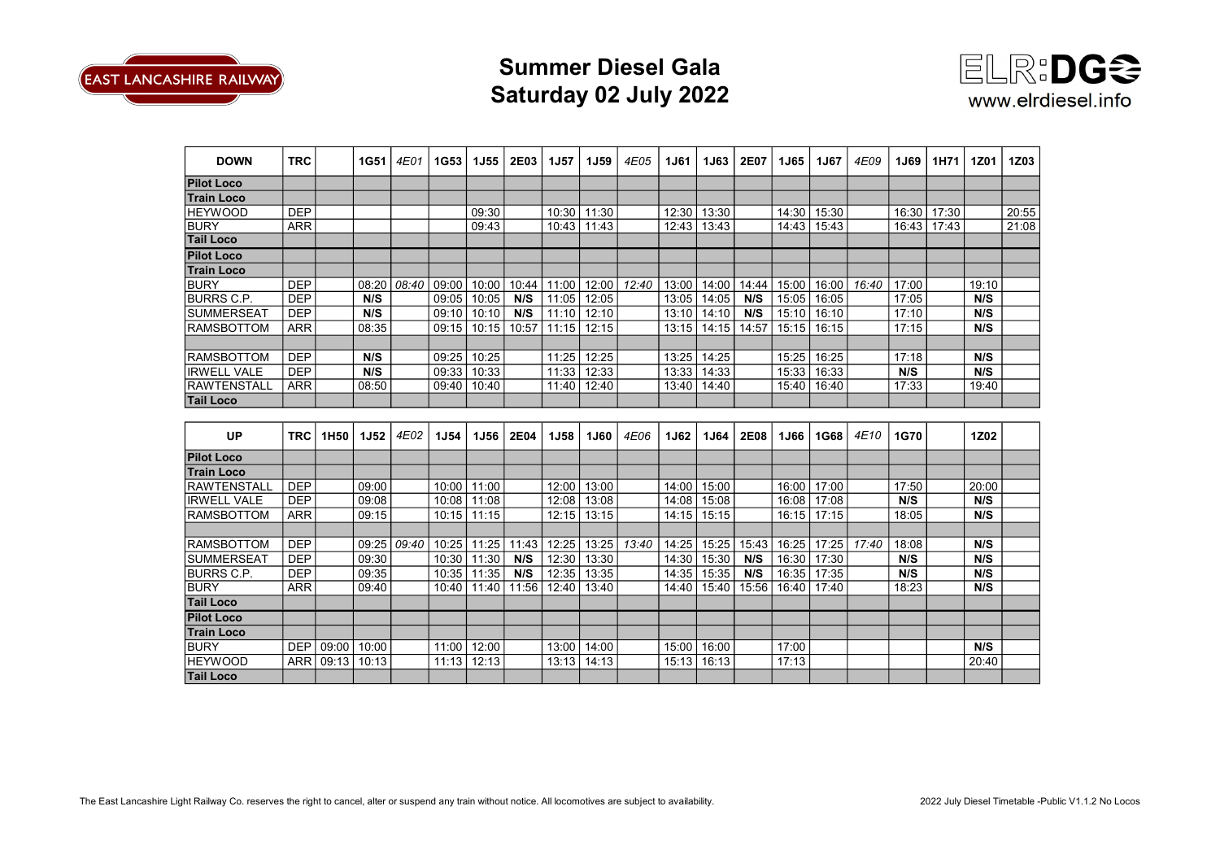# Summer Diesel Gala
# Saturday 02 July 2022

www.elrdiesel.info

| DOWN | TRC | | 1G51 | *4E01* | 1G53 | 1J55 | 2E03 | 1J57 | 1J59 | *4E05* | 1J61 | 1J63 | 2E07 | 1J65 | 1J67 | *4E09* | 1J69 | 1H71 | 1Z01 | 1Z03 |
|---|---|---|---|---|---|---|---|---|---|---|---|---|---|---|---|---|---|---|---|---|
| **Pilot Loco** | | | | | | | | | | | | | | | | | | | | |
| **Train Loco** | | | | | | | | | | | | | | | | | | | | |
| HEYWOOD | DEP | | | | | 09:30 | | 10:30 | 11:30 | | 12:30 | 13:30 | | 14:30 | 15:30 | | 16:30 | 17:30 | | 20:55 |
| BURY | ARR | | | | | 09:43 | | 10:43 | 11:43 | | 12:43 | 13:43 | | 14:43 | 15:43 | | 16:43 | 17:43 | | 21:08 |
| **Tail Loco** | | | | | | | | | | | | | | | | | | | | |
| **Pilot Loco** | | | | | | | | | | | | | | | | | | | | |
| **Train Loco** | | | | | | | | | | | | | | | | | | | | |
| BURY | DEP | | 08:20 | *08:40* | 09:00 | 10:00 | 10:44 | 11:00 | 12:00 | *12:40* | 13:00 | 14:00 | 14:44 | 15:00 | 16:00 | *16:40* | 17:00 | | 19:10 | |
| BURRS C.P. | DEP | | **N/S** | | 09:05 | 10:05 | **N/S** | 11:05 | 12:05 | | 13:05 | 14:05 | **N/S** | 15:05 | 16:05 | | 17:05 | | **N/S** | |
| SUMMERSEAT | DEP | | **N/S** | | 09:10 | 10:10 | **N/S** | 11:10 | 12:10 | | 13:10 | 14:10 | **N/S** | 15:10 | 16:10 | | 17:10 | | **N/S** | |
| RAMSBOTTOM | ARR | | 08:35 | | 09:15 | 10:15 | 10:57 | 11:15 | 12:15 | | 13:15 | 14:15 | 14:57 | 15:15 | 16:15 | | 17:15 | | **N/S** | |
| | | | | | | | | | | | | | | | | | | | | |
| RAMSBOTTOM | DEP | | **N/S** | | 09:25 | 10:25 | | 11:25 | 12:25 | | 13:25 | 14:25 | | 15:25 | 16:25 | | 17:18 | | **N/S** | |
| IRWELL VALE | DEP | | **N/S** | | 09:33 | 10:33 | | 11:33 | 12:33 | | 13:33 | 14:33 | | 15:33 | 16:33 | | **N/S** | | **N/S** | |
| RAWTENSTALL | ARR | | 08:50 | | 09:40 | 10:40 | | 11:40 | 12:40 | | 13:40 | 14:40 | | 15:40 | 16:40 | | 17:33 | | 19:40 | |
| **Tail Loco** | | | | | | | | | | | | | | | | | | | | |

| UP | TRC | 1H50 | 1J52 | *4E02* | 1J54 | 1J56 | 2E04 | 1J58 | 1J60 | *4E06* | 1J62 | 1J64 | 2E08 | 1J66 | 1G68 | *4E10* | 1G70 | | 1Z02 | |
|---|---|---|---|---|---|---|---|---|---|---|---|---|---|---|---|---|---|---|---|---|
| **Pilot Loco** | | | | | | | | | | | | | | | | | | | | |
| **Train Loco** | | | | | | | | | | | | | | | | | | | | |
| RAWTENSTALL | DEP | | 09:00 | | 10:00 | 11:00 | | 12:00 | 13:00 | | 14:00 | 15:00 | | 16:00 | 17:00 | | 17:50 | | 20:00 | |
| IRWELL VALE | DEP | | 09:08 | | 10:08 | 11:08 | | 12:08 | 13:08 | | 14:08 | 15:08 | | 16:08 | 17:08 | | **N/S** | | **N/S** | |
| RAMSBOTTOM | ARR | | 09:15 | | 10:15 | 11:15 | | 12:15 | 13:15 | | 14:15 | 15:15 | | 16:15 | 17:15 | | 18:05 | | **N/S** | |
| | | | | | | | | | | | | | | | | | | | | |
| RAMSBOTTOM | DEP | | 09:25 | *09:40* | 10:25 | 11:25 | 11:43 | 12:25 | 13:25 | *13:40* | 14:25 | 15:25 | 15:43 | 16:25 | 17:25 | *17:40* | 18:08 | | **N/S** | |
| SUMMERSEAT | DEP | | 09:30 | | 10:30 | 11:30 | **N/S** | 12:30 | 13:30 | | 14:30 | 15:30 | **N/S** | 16:30 | 17:30 | | **N/S** | | **N/S** | |
| BURRS C.P. | DEP | | 09:35 | | 10:35 | 11:35 | **N/S** | 12:35 | 13:35 | | 14:35 | 15:35 | **N/S** | 16:35 | 17:35 | | **N/S** | | **N/S** | |
| BURY | ARR | | 09:40 | | 10:40 | 11:40 | 11:56 | 12:40 | 13:40 | | 14:40 | 15:40 | 15:56 | 16:40 | 17:40 | | 18:23 | | **N/S** | |
| **Tail Loco** | | | | | | | | | | | | | | | | | | | | |
| **Pilot Loco** | | | | | | | | | | | | | | | | | | | | |
| **Train Loco** | | | | | | | | | | | | | | | | | | | | |
| BURY | DEP | 09:00 | 10:00 | | 11:00 | 12:00 | | 13:00 | 14:00 | | 15:00 | 16:00 | | 17:00 | | | | | **N/S** | |
| HEYWOOD | ARR | 09:13 | 10:13 | | 11:13 | 12:13 | | 13:13 | 14:13 | | 15:13 | 16:13 | | 17:13 | | | | | 20:40 | |
| **Tail Loco** | | | | | | | | | | | | | | | | | | | | |

The East Lancashire Light Railway Co. reserves the right to cancel, alter or suspend any train without notice. All locomotives are subject to availability.

2022 July Diesel Timetable -Public V1.1.2 No Locos